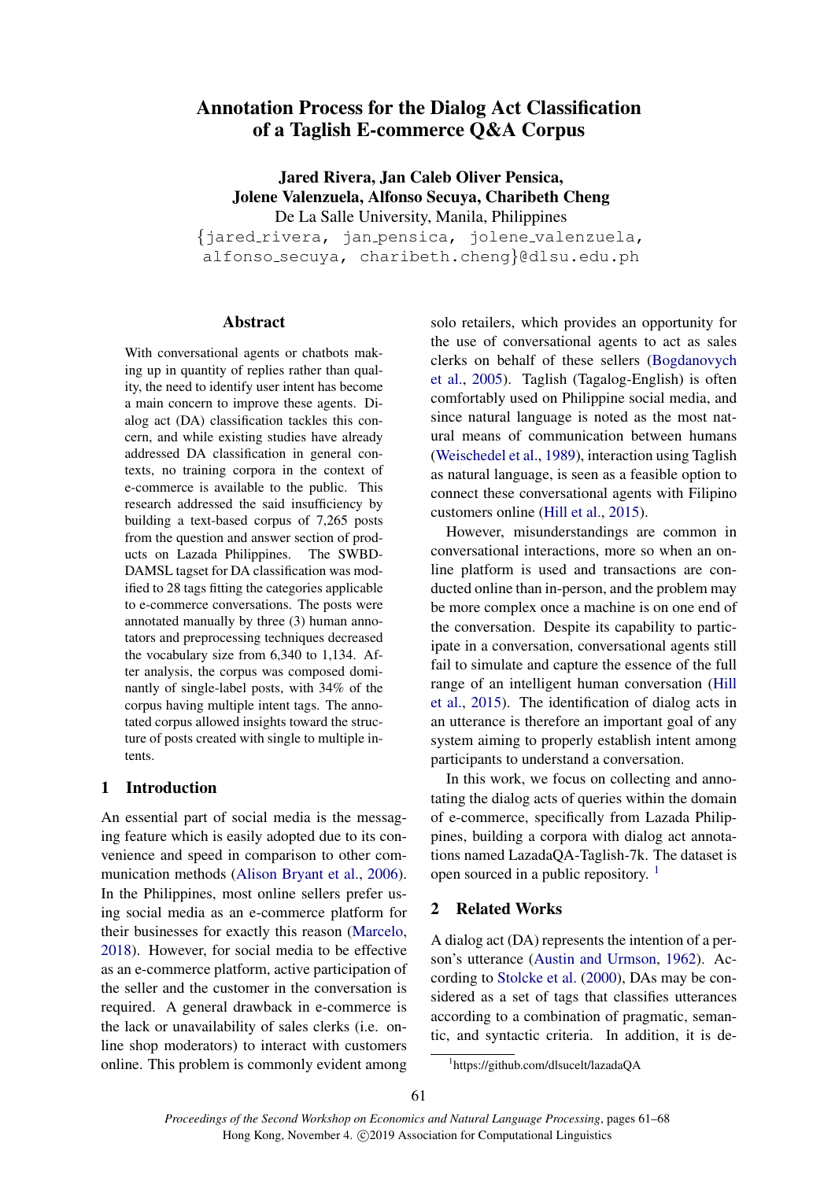# Annotation Process for the Dialog Act Classification of a Taglish E-commerce Q&A Corpus

**Jared Rivera, Jan Caleb Oliver Pensica, Jolene Valenzuela, Alfonso Secuya, Charibeth Cheng**
De La Salle University, Manila, Philippines
{jared_rivera, jan_pensica, jolene_valenzuela, alfonso_secuya, charibeth.cheng}@dlsu.edu.ph

## Abstract

With conversational agents or chatbots making up in quantity of replies rather than quality, the need to identify user intent has become a main concern to improve these agents. Dialog act (DA) classification tackles this concern, and while existing studies have already addressed DA classification in general contexts, no training corpora in the context of e-commerce is available to the public. This research addressed the said insufficiency by building a text-based corpus of 7,265 posts from the question and answer section of products on Lazada Philippines. The SWBD-DAMSL tagset for DA classification was modified to 28 tags fitting the categories applicable to e-commerce conversations. The posts were annotated manually by three (3) human annotators and preprocessing techniques decreased the vocabulary size from 6,340 to 1,134. After analysis, the corpus was composed dominantly of single-label posts, with 34% of the corpus having multiple intent tags. The annotated corpus allowed insights toward the structure of posts created with single to multiple intents.

## 1 Introduction

An essential part of social media is the messaging feature which is easily adopted due to its convenience and speed in comparison to other communication methods (Alison Bryant et al., 2006). In the Philippines, most online sellers prefer using social media as an e-commerce platform for their businesses for exactly this reason (Marcelo, 2018). However, for social media to be effective as an e-commerce platform, active participation of the seller and the customer in the conversation is required. A general drawback in e-commerce is the lack or unavailability of sales clerks (i.e. online shop moderators) to interact with customers online. This problem is commonly evident among solo retailers, which provides an opportunity for the use of conversational agents to act as sales clerks on behalf of these sellers (Bogdanovych et al., 2005). Taglish (Tagalog-English) is often comfortably used on Philippine social media, and since natural language is noted as the most natural means of communication between humans (Weischedel et al., 1989), interaction using Taglish as natural language, is seen as a feasible option to connect these conversational agents with Filipino customers online (Hill et al., 2015).

However, misunderstandings are common in conversational interactions, more so when an online platform is used and transactions are conducted online than in-person, and the problem may be more complex once a machine is on one end of the conversation. Despite its capability to participate in a conversation, conversational agents still fail to simulate and capture the essence of the full range of an intelligent human conversation (Hill et al., 2015). The identification of dialog acts in an utterance is therefore an important goal of any system aiming to properly establish intent among participants to understand a conversation.

In this work, we focus on collecting and annotating the dialog acts of queries within the domain of e-commerce, specifically from Lazada Philippines, building a corpora with dialog act annotations named LazadaQA-Taglish-7k. The dataset is open sourced in a public repository. [1]

## 2 Related Works

A dialog act (DA) represents the intention of a person's utterance (Austin and Urmson, 1962). According to Stolcke et al. (2000), DAs may be considered as a set of tags that classifies utterances according to a combination of pragmatic, semantic, and syntactic criteria. In addition, it is de-

[1] https://github.com/dlsucelt/lazadaQA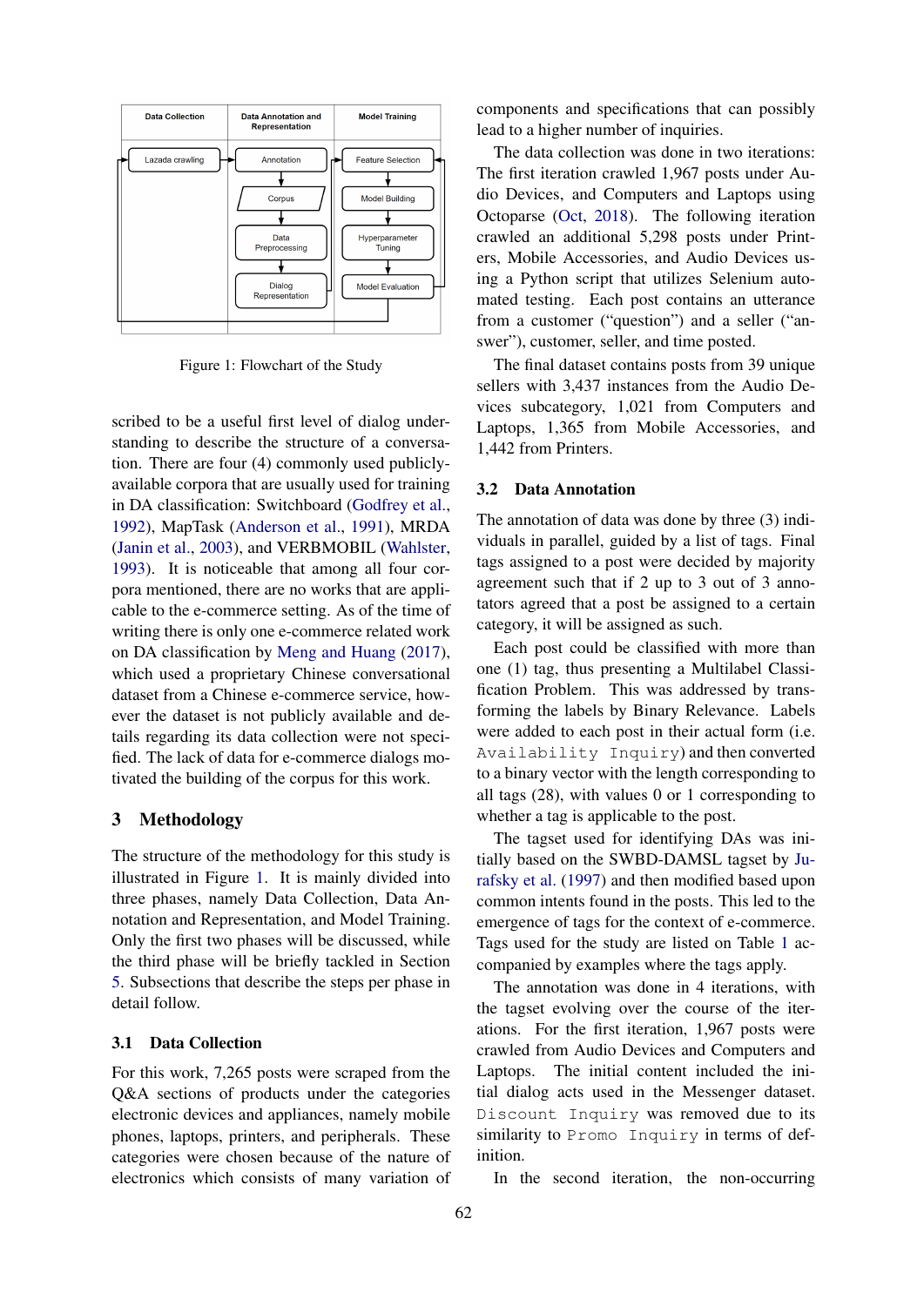Figure 1: Flowchart of the Study

scribed to be a useful first level of dialog understanding to describe the structure of a conversation. There are four (4) commonly used publicly-available corpora that are usually used for training in DA classification: Switchboard (Godfrey et al., 1992), MapTask (Anderson et al., 1991), MRDA (Janin et al., 2003), and VERBMOBIL (Wahlster, 1993). It is noticeable that among all four corpora mentioned, there are no works that are applicable to the e-commerce setting. As of the time of writing there is only one e-commerce related work on DA classification by Meng and Huang (2017), which used a proprietary Chinese conversational dataset from a Chinese e-commerce service, however the dataset is not publicly available and details regarding its data collection were not specified. The lack of data for e-commerce dialogs motivated the building of the corpus for this work.

## 3 Methodology

The structure of the methodology for this study is illustrated in Figure 1. It is mainly divided into three phases, namely Data Collection, Data Annotation and Representation, and Model Training. Only the first two phases will be discussed, while the third phase will be briefly tackled in Section 5. Subsections that describe the steps per phase in detail follow.

### 3.1 Data Collection

For this work, 7,265 posts were scraped from the Q&A sections of products under the categories electronic devices and appliances, namely mobile phones, laptops, printers, and peripherals. These categories were chosen because of the nature of electronics which consists of many variation of components and specifications that can possibly lead to a higher number of inquiries.

The data collection was done in two iterations: The first iteration crawled 1,967 posts under Audio Devices, and Computers and Laptops using Octoparse (Oct, 2018). The following iteration crawled an additional 5,298 posts under Printers, Mobile Accessories, and Audio Devices using a Python script that utilizes Selenium automated testing. Each post contains an utterance from a customer ("question") and a seller ("answer"), customer, seller, and time posted.

The final dataset contains posts from 39 unique sellers with 3,437 instances from the Audio Devices subcategory, 1,021 from Computers and Laptops, 1,365 from Mobile Accessories, and 1,442 from Printers.

### 3.2 Data Annotation

The annotation of data was done by three (3) individuals in parallel, guided by a list of tags. Final tags assigned to a post were decided by majority agreement such that if 2 up to 3 out of 3 annotators agreed that a post be assigned to a certain category, it will be assigned as such.

Each post could be classified with more than one (1) tag, thus presenting a Multilabel Classification Problem. This was addressed by transforming the labels by Binary Relevance. Labels were added to each post in their actual form (i.e. `Availability Inquiry`) and then converted to a binary vector with the length corresponding to all tags (28), with values 0 or 1 corresponding to whether a tag is applicable to the post.

The tagset used for identifying DAs was initially based on the SWBD-DAMSL tagset by Jurafsky et al. (1997) and then modified based upon common intents found in the posts. This led to the emergence of tags for the context of e-commerce. Tags used for the study are listed on Table 1 accompanied by examples where the tags apply.

The annotation was done in 4 iterations, with the tagset evolving over the course of the iterations. For the first iteration, 1,967 posts were crawled from Audio Devices and Computers and Laptops. The initial content included the initial dialog acts used in the Messenger dataset. `Discount Inquiry` was removed due to its similarity to `Promo Inquiry` in terms of definition.

In the second iteration, the non-occurring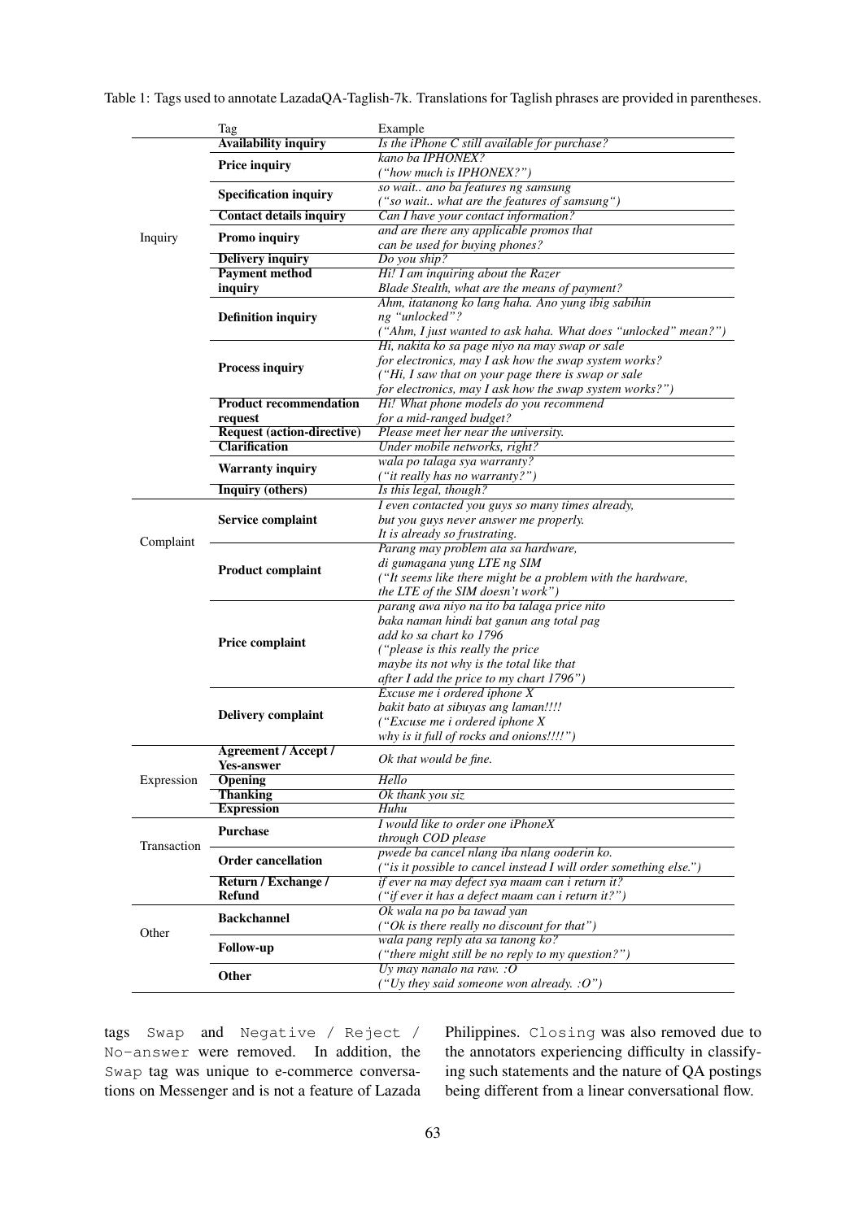Table 1: Tags used to annotate LazadaQA-Taglish-7k. Translations for Taglish phrases are provided in parentheses.

| | Tag | Example |
|---|---|---|
| Inquiry | **Availability inquiry** | *Is the iPhone C still available for purchase?* |
| | **Price inquiry** | *kano ba IPHONEX?* *("how much is IPHONEX?")* |
| | **Specification inquiry** | *so wait.. ano ba features ng samsung* *("so wait.. what are the features of samsung")* |
| | **Contact details inquiry** | *Can I have your contact information?* |
| | **Promo inquiry** | *and are there any applicable promos that can be used for buying phones?* |
| | **Delivery inquiry** | *Do you ship?* |
| | **Payment method inquiry** | *Hi! I am inquiring about the Razer Blade Stealth, what are the means of payment?* |
| | **Definition inquiry** | *Ahm, itatanong ko lang haha. Ano yung ibig sabihin ng "unlocked"?* *("Ahm, I just wanted to ask haha. What does "unlocked" mean?")* |
| | **Process inquiry** | *Hi, nakita ko sa page niyo na may swap or sale for electronics, may I ask how the swap system works?* *("Hi, I saw that on your page there is swap or sale for electronics, may I ask how the swap system works?")* |
| | **Product recommendation request** | *Hi! What phone models do you recommend for a mid-ranged budget?* |
| | **Request (action-directive)** | *Please meet her near the university.* |
| | **Clarification** | *Under mobile networks, right?* |
| | **Warranty inquiry** | *wala po talaga sya warranty?* *("it really has no warranty?")* |
| | **Inquiry (others)** | *Is this legal, though?* |
| Complaint | **Service complaint** | *I even contacted you guys so many times already, but you guys never answer me properly. It is already so frustrating.* |
| | **Product complaint** | *Parang may problem ata sa hardware, di gumagana yung LTE ng SIM* *("It seems like there might be a problem with the hardware, the LTE of the SIM doesn't work")* |
| | **Price complaint** | *parang awa niyo na ito ba talaga price nito baka naman hindi bat ganun ang total pag add ko sa chart ko 1796* *("please is this really the price maybe its not why is the total like that after I add the price to my chart 1796")* |
| | **Delivery complaint** | *Excuse me i ordered iphone X bakit bato at sibuyas ang laman!!!!* *("Excuse me i ordered iphone X why is it full of rocks and onions!!!!")* |
| Expression | **Agreement / Accept / Yes-answer** | *Ok that would be fine.* |
| | **Opening** | *Hello* |
| | **Thanking** | *Ok thank you siz* |
| | **Expression** | *Huhu* |
| Transaction | **Purchase** | *I would like to order one iPhoneX through COD please* |
| | **Order cancellation** | *pwede ba cancel nlang iba nlang ooderin ko.* *("is it possible to cancel instead I will order something else.")* |
| | **Return / Exchange / Refund** | *if ever na may defect sya maam can i return it?* *("if ever it has a defect maam can i return it?")* |
| Other | **Backchannel** | *Ok wala na po ba tawad yan* *("Ok is there really no discount for that")* |
| | **Follow-up** | *wala pang reply ata sa tanong ko?* *("there might still be no reply to my question?")* |
| | **Other** | *Uy may nanalo na raw. :O* *("Uy they said someone won already. :O")* |

tags `Swap` and `Negative / Reject / No-answer` were removed. In addition, the `Swap` tag was unique to e-commerce conversations on Messenger and is not a feature of Lazada Philippines. `Closing` was also removed due to the annotators experiencing difficulty in classifying such statements and the nature of QA postings being different from a linear conversational flow.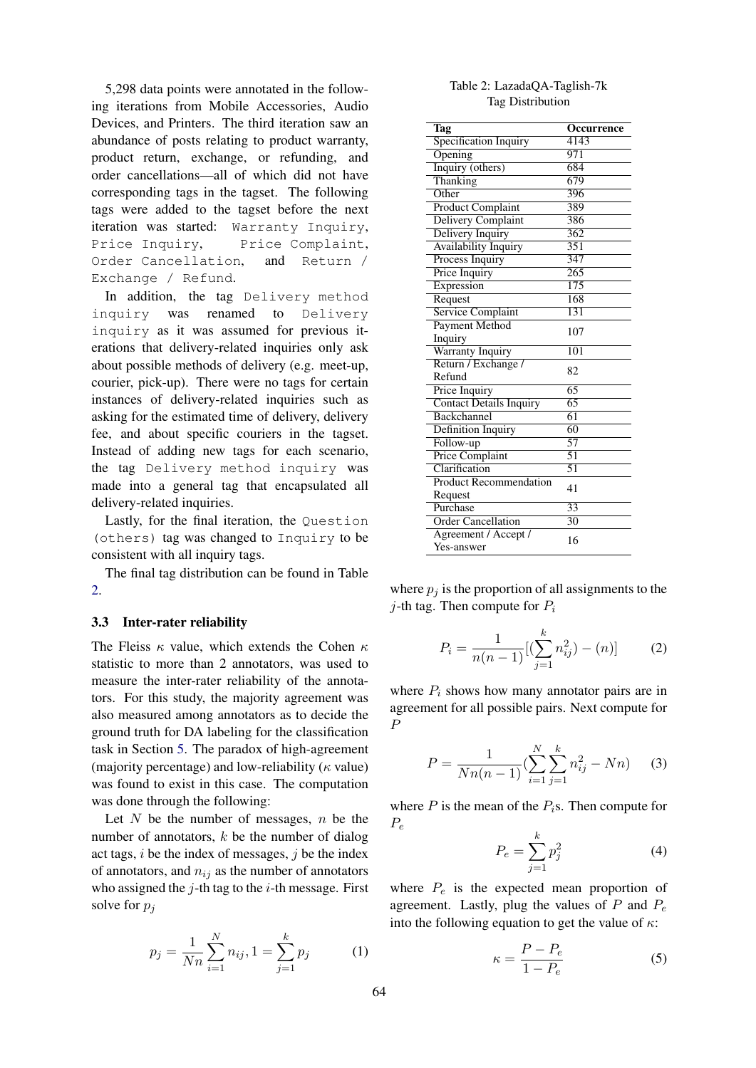5,298 data points were annotated in the following iterations from Mobile Accessories, Audio Devices, and Printers. The third iteration saw an abundance of posts relating to product warranty, product return, exchange, or refunding, and order cancellations—all of which did not have corresponding tags in the tagset. The following tags were added to the tagset before the next iteration was started: `Warranty Inquiry`, `Price Inquiry`, `Price Complaint`, `Order Cancellation`, and `Return / Exchange / Refund`.

In addition, the tag `Delivery method inquiry` was renamed to `Delivery inquiry` as it was assumed for previous iterations that delivery-related inquiries only ask about possible methods of delivery (e.g. meet-up, courier, pick-up). There were no tags for certain instances of delivery-related inquiries such as asking for the estimated time of delivery, delivery fee, and about specific couriers in the tagset. Instead of adding new tags for each scenario, the tag `Delivery method inquiry` was made into a general tag that encapsulated all delivery-related inquiries.

Lastly, for the final iteration, the `Question (others)` tag was changed to `Inquiry` to be consistent with all inquiry tags.

The final tag distribution can be found in Table 2.

Table 2: LazadaQA-Taglish-7k Tag Distribution

| Tag | Occurrence |
|---|---|
| Specification Inquiry | 4143 |
| Opening | 971 |
| Inquiry (others) | 684 |
| Thanking | 679 |
| Other | 396 |
| Product Complaint | 389 |
| Delivery Complaint | 386 |
| Delivery Inquiry | 362 |
| Availability Inquiry | 351 |
| Process Inquiry | 347 |
| Price Inquiry | 265 |
| Expression | 175 |
| Request | 168 |
| Service Complaint | 131 |
| Payment Method Inquiry | 107 |
| Warranty Inquiry | 101 |
| Return / Exchange / Refund | 82 |
| Price Inquiry | 65 |
| Contact Details Inquiry | 65 |
| Backchannel | 61 |
| Definition Inquiry | 60 |
| Follow-up | 57 |
| Price Complaint | 51 |
| Clarification | 51 |
| Product Recommendation Request | 41 |
| Purchase | 33 |
| Order Cancellation | 30 |
| Agreement / Accept / Yes-answer | 16 |

### 3.3 Inter-rater reliability

The Fleiss $\kappa$ value, which extends the Cohen $\kappa$ statistic to more than 2 annotators, was used to measure the inter-rater reliability of the annotators. For this study, the majority agreement was also measured among annotators as to decide the ground truth for DA labeling for the classification task in Section 5. The paradox of high-agreement (majority percentage) and low-reliability ($\kappa$ value) was found to exist in this case. The computation was done through the following:

Let $N$ be the number of messages, $n$ be the number of annotators, $k$ be the number of dialog act tags, $i$ be the index of messages, $j$ be the index of annotators, and $n_{ij}$ as the number of annotators who assigned the $j$-th tag to the $i$-th message. First solve for $p_j$

$$p_j = \frac{1}{Nn}\sum_{i=1}^{N} n_{ij}, 1 = \sum_{j=1}^{k} p_j \tag{1}$$

where $p_j$ is the proportion of all assignments to the $j$-th tag. Then compute for $P_i$

$$P_i = \frac{1}{n(n-1)}[(\sum_{j=1}^{k} n_{ij}^2) - (n)] \tag{2}$$

where $P_i$ shows how many annotator pairs are in agreement for all possible pairs. Next compute for $P$

$$P = \frac{1}{Nn(n-1)}(\sum_{i=1}^{N}\sum_{j=1}^{k} n_{ij}^2 - Nn) \tag{3}$$

where $P$ is the mean of the $P_i$s. Then compute for $P_e$

$$P_e = \sum_{j=1}^{k} p_j^2 \tag{4}$$

where $P_e$ is the expected mean proportion of agreement. Lastly, plug the values of $P$ and $P_e$ into the following equation to get the value of $\kappa$:

$$\kappa = \frac{P - P_e}{1 - P_e} \tag{5}$$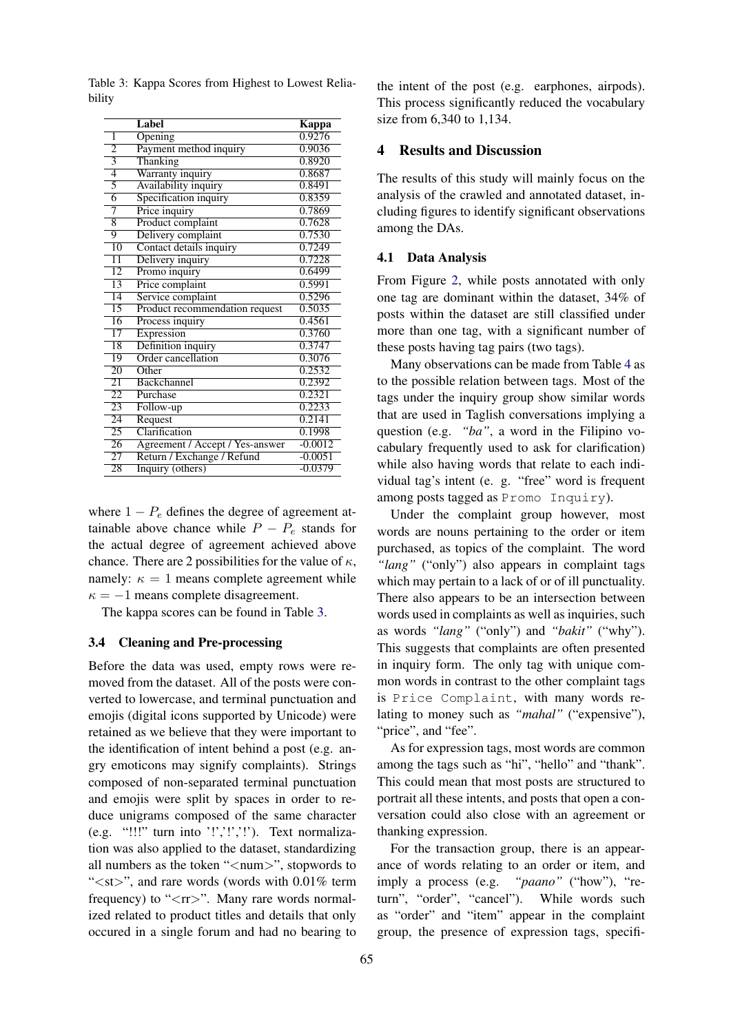Table 3: Kappa Scores from Highest to Lowest Reliability

| | Label | Kappa |
|---|---|---|
| 1 | Opening | 0.9276 |
| 2 | Payment method inquiry | 0.9036 |
| 3 | Thanking | 0.8920 |
| 4 | Warranty inquiry | 0.8687 |
| 5 | Availability inquiry | 0.8491 |
| 6 | Specification inquiry | 0.8359 |
| 7 | Price inquiry | 0.7869 |
| 8 | Product complaint | 0.7628 |
| 9 | Delivery complaint | 0.7530 |
| 10 | Contact details inquiry | 0.7249 |
| 11 | Delivery inquiry | 0.7228 |
| 12 | Promo inquiry | 0.6499 |
| 13 | Price complaint | 0.5991 |
| 14 | Service complaint | 0.5296 |
| 15 | Product recommendation request | 0.5035 |
| 16 | Process inquiry | 0.4561 |
| 17 | Expression | 0.3760 |
| 18 | Definition inquiry | 0.3747 |
| 19 | Order cancellation | 0.3076 |
| 20 | Other | 0.2532 |
| 21 | Backchannel | 0.2392 |
| 22 | Purchase | 0.2321 |
| 23 | Follow-up | 0.2233 |
| 24 | Request | 0.2141 |
| 25 | Clarification | 0.1998 |
| 26 | Agreement / Accept / Yes-answer | -0.0012 |
| 27 | Return / Exchange / Refund | -0.0051 |
| 28 | Inquiry (others) | -0.0379 |

where $1 - P_e$ defines the degree of agreement attainable above chance while $P - P_e$ stands for the actual degree of agreement achieved above chance. There are 2 possibilities for the value of $\kappa$, namely: $\kappa = 1$ means complete agreement while $\kappa = -1$ means complete disagreement.

The kappa scores can be found in Table 3.

### 3.4 Cleaning and Pre-processing

Before the data was used, empty rows were removed from the dataset. All of the posts were converted to lowercase, and terminal punctuation and emojis (digital icons supported by Unicode) were retained as we believe that they were important to the identification of intent behind a post (e.g. angry emoticons may signify complaints). Strings composed of non-separated terminal punctuation and emojis were split by spaces in order to reduce unigrams composed of the same character (e.g. "!!!" turn into '!','!','!'). Text normalization was also applied to the dataset, standardizing all numbers as the token "<num>", stopwords to "<st>", and rare words (words with 0.01% term frequency) to "<rr>". Many rare words normalized related to product titles and details that only occured in a single forum and had no bearing to the intent of the post (e.g. earphones, airpods). This process significantly reduced the vocabulary size from 6,340 to 1,134.

## 4 Results and Discussion

The results of this study will mainly focus on the analysis of the crawled and annotated dataset, including figures to identify significant observations among the DAs.

### 4.1 Data Analysis

From Figure 2, while posts annotated with only one tag are dominant within the dataset, 34% of posts within the dataset are still classified under more than one tag, with a significant number of these posts having tag pairs (two tags).

Many observations can be made from Table 4 as to the possible relation between tags. Most of the tags under the inquiry group show similar words that are used in Taglish conversations implying a question (e.g. *"ba"*, a word in the Filipino vocabulary frequently used to ask for clarification) while also having words that relate to each individual tag's intent (e. g. "free" word is frequent among posts tagged as `Promo Inquiry`).

Under the complaint group however, most words are nouns pertaining to the order or item purchased, as topics of the complaint. The word *"lang"* ("only") also appears in complaint tags which may pertain to a lack of or of ill punctuality. There also appears to be an intersection between words used in complaints as well as inquiries, such as words *"lang"* ("only") and *"bakit"* ("why"). This suggests that complaints are often presented in inquiry form. The only tag with unique common words in contrast to the other complaint tags is `Price Complaint`, with many words relating to money such as *"mahal"* ("expensive"), "price", and "fee".

As for expression tags, most words are common among the tags such as "hi", "hello" and "thank". This could mean that most posts are structured to portrait all these intents, and posts that open a conversation could also close with an agreement or thanking expression.

For the transaction group, there is an appearance of words relating to an order or item, and imply a process (e.g. *"paano"* ("how"), "return", "order", "cancel"). While words such as "order" and "item" appear in the complaint group, the presence of expression tags, specifi-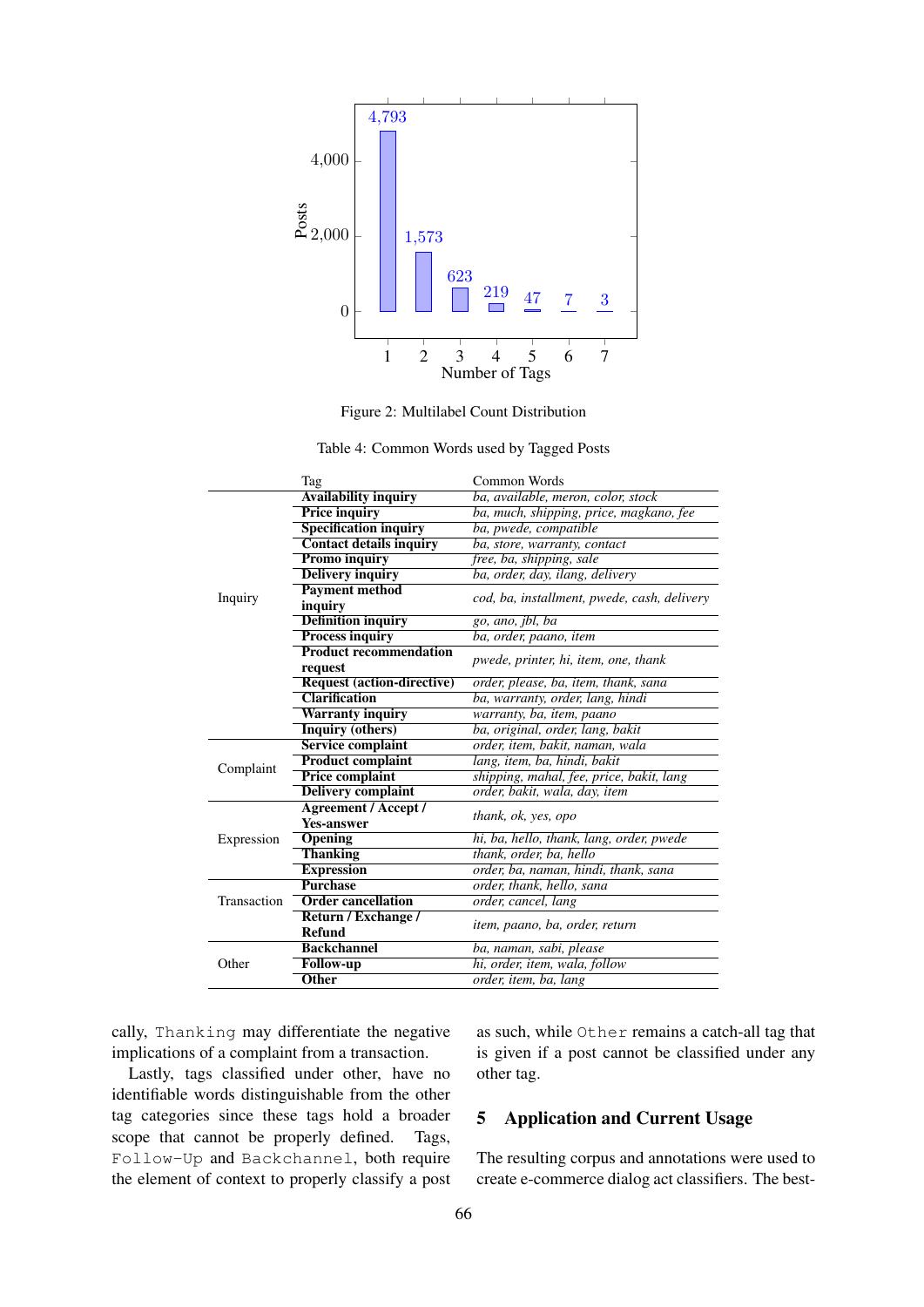Figure 2: Multilabel Count Distribution

Table 4: Common Words used by Tagged Posts

| | Tag | Common Words |
|---|---|---|
| Inquiry | **Availability inquiry** | *ba, available, meron, color, stock* |
| | **Price inquiry** | *ba, much, shipping, price, magkano, fee* |
| | **Specification inquiry** | *ba, pwede, compatible* |
| | **Contact details inquiry** | *ba, store, warranty, contact* |
| | **Promo inquiry** | *free, ba, shipping, sale* |
| | **Delivery inquiry** | *ba, order, day, ilang, delivery* |
| | **Payment method inquiry** | *cod, ba, installment, pwede, cash, delivery* |
| | **Definition inquiry** | *go, ano, jbl, ba* |
| | **Process inquiry** | *ba, order, paano, item* |
| | **Product recommendation request** | *pwede, printer, hi, item, one, thank* |
| | **Request (action-directive)** | *order, please, ba, item, thank, sana* |
| | **Clarification** | *ba, warranty, order, lang, hindi* |
| | **Warranty inquiry** | *warranty, ba, item, paano* |
| | **Inquiry (others)** | *ba, original, order, lang, bakit* |
| Complaint | **Service complaint** | *order, item, bakit, naman, wala* |
| | **Product complaint** | *lang, item, ba, hindi, bakit* |
| | **Price complaint** | *shipping, mahal, fee, price, bakit, lang* |
| | **Delivery complaint** | *order, bakit, wala, day, item* |
| Expression | **Agreement / Accept / Yes-answer** | *thank, ok, yes, opo* |
| | **Opening** | *hi, ba, hello, thank, lang, order, pwede* |
| | **Thanking** | *thank, order, ba, hello* |
| | **Expression** | *order, ba, naman, hindi, thank, sana* |
| Transaction | **Purchase** | *order, thank, hello, sana* |
| | **Order cancellation** | *order, cancel, lang* |
| | **Return / Exchange / Refund** | *item, paano, ba, order, return* |
| Other | **Backchannel** | *ba, naman, sabi, please* |
| | **Follow-up** | *hi, order, item, wala, follow* |
| | **Other** | *order, item, ba, lang* |

cally, `Thanking` may differentiate the negative implications of a complaint from a transaction.

Lastly, tags classified under other, have no identifiable words distinguishable from the other tag categories since these tags hold a broader scope that cannot be properly defined. Tags, `Follow-Up` and `Backchannel`, both require the element of context to properly classify a post as such, while `Other` remains a catch-all tag that is given if a post cannot be classified under any other tag.

## 5 Application and Current Usage

The resulting corpus and annotations were used to create e-commerce dialog act classifiers. The best-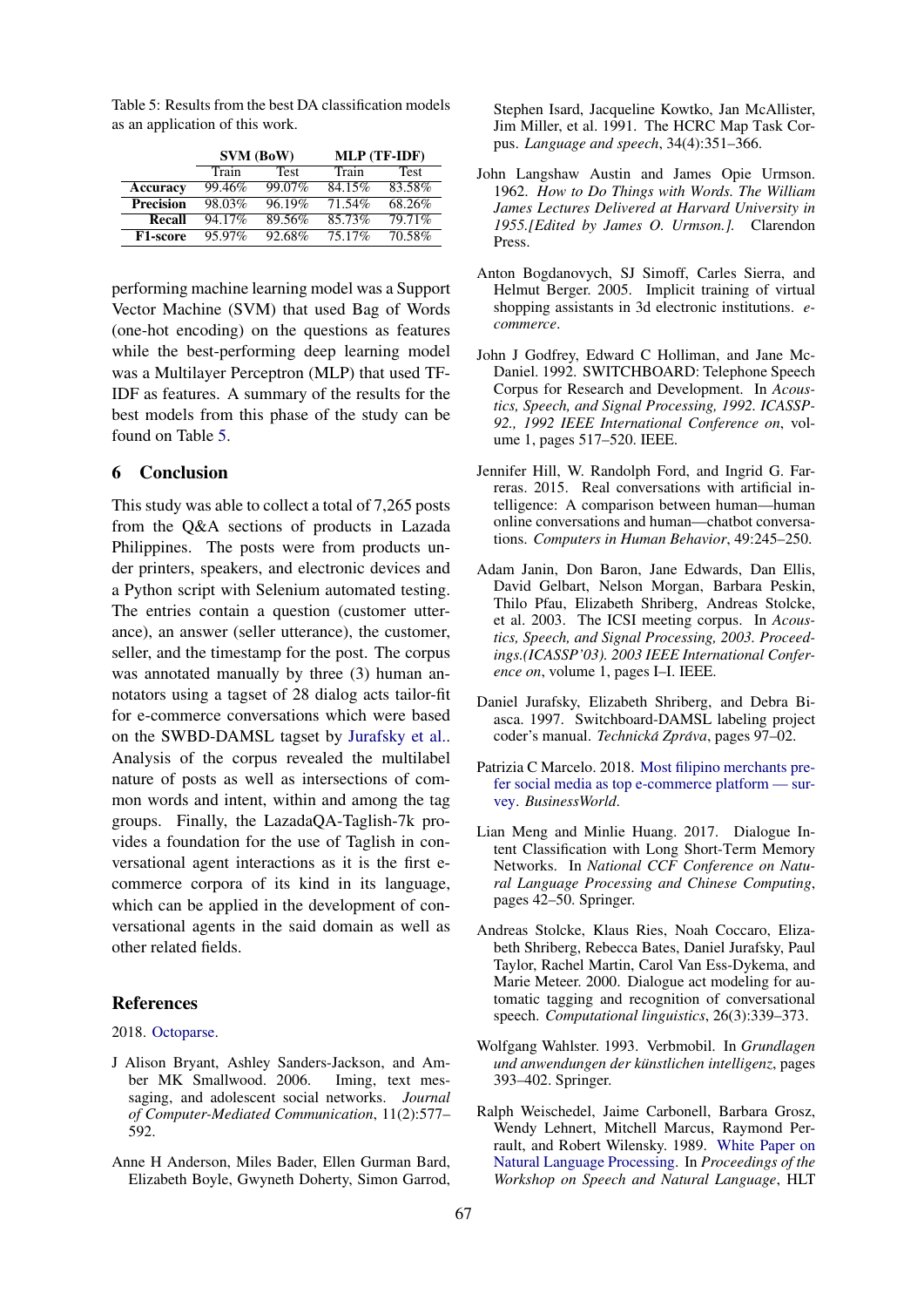Table 5: Results from the best DA classification models as an application of this work.

| | SVM (BoW) | | MLP (TF-IDF) | |
|---|---|---|---|---|
| | Train | Test | Train | Test |
| **Accuracy** | 99.46% | 99.07% | 84.15% | 83.58% |
| **Precision** | 98.03% | 96.19% | 71.54% | 68.26% |
| **Recall** | 94.17% | 89.56% | 85.73% | 79.71% |
| **F1-score** | 95.97% | 92.68% | 75.17% | 70.58% |

performing machine learning model was a Support Vector Machine (SVM) that used Bag of Words (one-hot encoding) on the questions as features while the best-performing deep learning model was a Multilayer Perceptron (MLP) that used TF-IDF as features. A summary of the results for the best models from this phase of the study can be found on Table 5.

## 6 Conclusion

This study was able to collect a total of 7,265 posts from the Q&A sections of products in Lazada Philippines. The posts were from products under printers, speakers, and electronic devices and a Python script with Selenium automated testing. The entries contain a question (customer utterance), an answer (seller utterance), the customer, seller, and the timestamp for the post. The corpus was annotated manually by three (3) human annotators using a tagset of 28 dialog acts tailor-fit for e-commerce conversations which were based on the SWBD-DAMSL tagset by Jurafsky et al.. Analysis of the corpus revealed the multilabel nature of posts as well as intersections of common words and intent, within and among the tag groups. Finally, the LazadaQA-Taglish-7k provides a foundation for the use of Taglish in conversational agent interactions as it is the first e-commerce corpora of its kind in its language, which can be applied in the development of conversational agents in the said domain as well as other related fields.

## References

2018. Octoparse.

J Alison Bryant, Ashley Sanders-Jackson, and Amber MK Smallwood. 2006. Iming, text messaging, and adolescent social networks. *Journal of Computer-Mediated Communication*, 11(2):577–592.

Anne H Anderson, Miles Bader, Ellen Gurman Bard, Elizabeth Boyle, Gwyneth Doherty, Simon Garrod, Stephen Isard, Jacqueline Kowtko, Jan McAllister, Jim Miller, et al. 1991. The HCRC Map Task Corpus. *Language and speech*, 34(4):351–366.

John Langshaw Austin and James Opie Urmson. 1962. *How to Do Things with Words. The William James Lectures Delivered at Harvard University in 1955.[Edited by James O. Urmson.]*. Clarendon Press.

Anton Bogdanovych, SJ Simoff, Carles Sierra, and Helmut Berger. 2005. Implicit training of virtual shopping assistants in 3d electronic institutions. *e-commerce*.

John J Godfrey, Edward C Holliman, and Jane McDaniel. 1992. SWITCHBOARD: Telephone Speech Corpus for Research and Development. In *Acoustics, Speech, and Signal Processing, 1992. ICASSP-92., 1992 IEEE International Conference on*, volume 1, pages 517–520. IEEE.

Jennifer Hill, W. Randolph Ford, and Ingrid G. Farreras. 2015. Real conversations with artificial intelligence: A comparison between human—human online conversations and human—chatbot conversations. *Computers in Human Behavior*, 49:245–250.

Adam Janin, Don Baron, Jane Edwards, Dan Ellis, David Gelbart, Nelson Morgan, Barbara Peskin, Thilo Pfau, Elizabeth Shriberg, Andreas Stolcke, et al. 2003. The ICSI meeting corpus. In *Acoustics, Speech, and Signal Processing, 2003. Proceedings.(ICASSP'03). 2003 IEEE International Conference on*, volume 1, pages I–I. IEEE.

Daniel Jurafsky, Elizabeth Shriberg, and Debra Biasca. 1997. Switchboard-DAMSL labeling project coder's manual. *Technická Zpráva*, pages 97–02.

Patrizia C Marcelo. 2018. Most filipino merchants prefer social media as top e-commerce platform — survey. *BusinessWorld*.

Lian Meng and Minlie Huang. 2017. Dialogue Intent Classification with Long Short-Term Memory Networks. In *National CCF Conference on Natural Language Processing and Chinese Computing*, pages 42–50. Springer.

Andreas Stolcke, Klaus Ries, Noah Coccaro, Elizabeth Shriberg, Rebecca Bates, Daniel Jurafsky, Paul Taylor, Rachel Martin, Carol Van Ess-Dykema, and Marie Meteer. 2000. Dialogue act modeling for automatic tagging and recognition of conversational speech. *Computational linguistics*, 26(3):339–373.

Wolfgang Wahlster. 1993. Verbmobil. In *Grundlagen und anwendungen der künstlichen intelligenz*, pages 393–402. Springer.

Ralph Weischedel, Jaime Carbonell, Barbara Grosz, Wendy Lehnert, Mitchell Marcus, Raymond Perrault, and Robert Wilensky. 1989. White Paper on Natural Language Processing. In *Proceedings of the Workshop on Speech and Natural Language*, HLT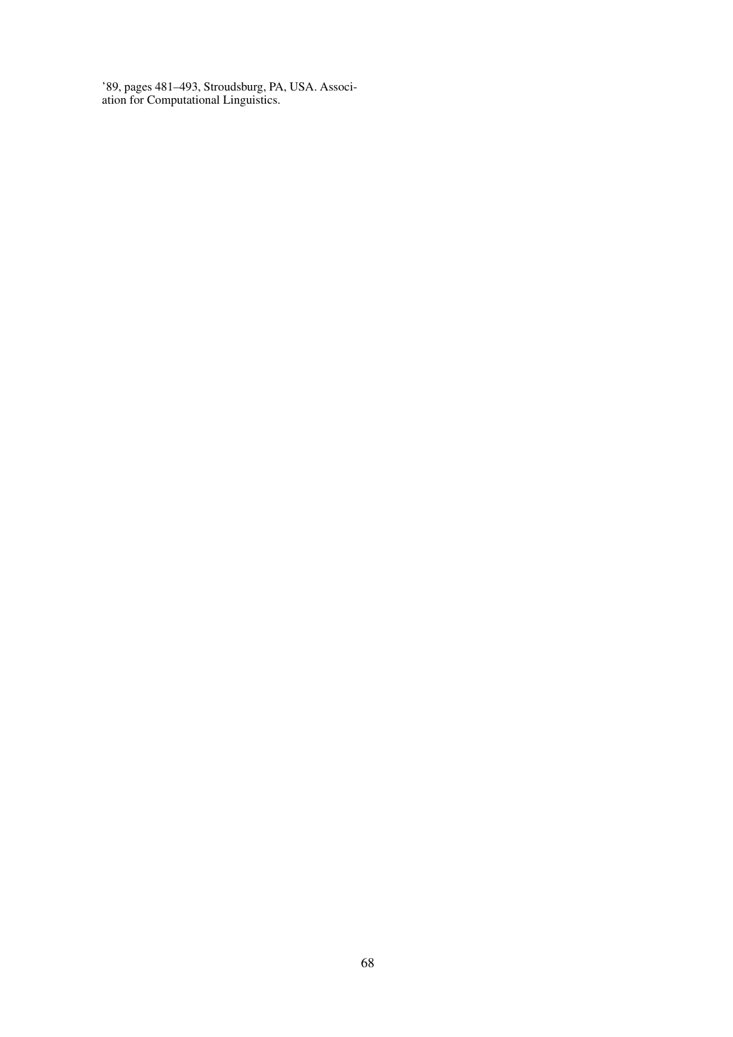’89, pages 481–493, Stroudsburg, PA, USA. Association for Computational Linguistics.